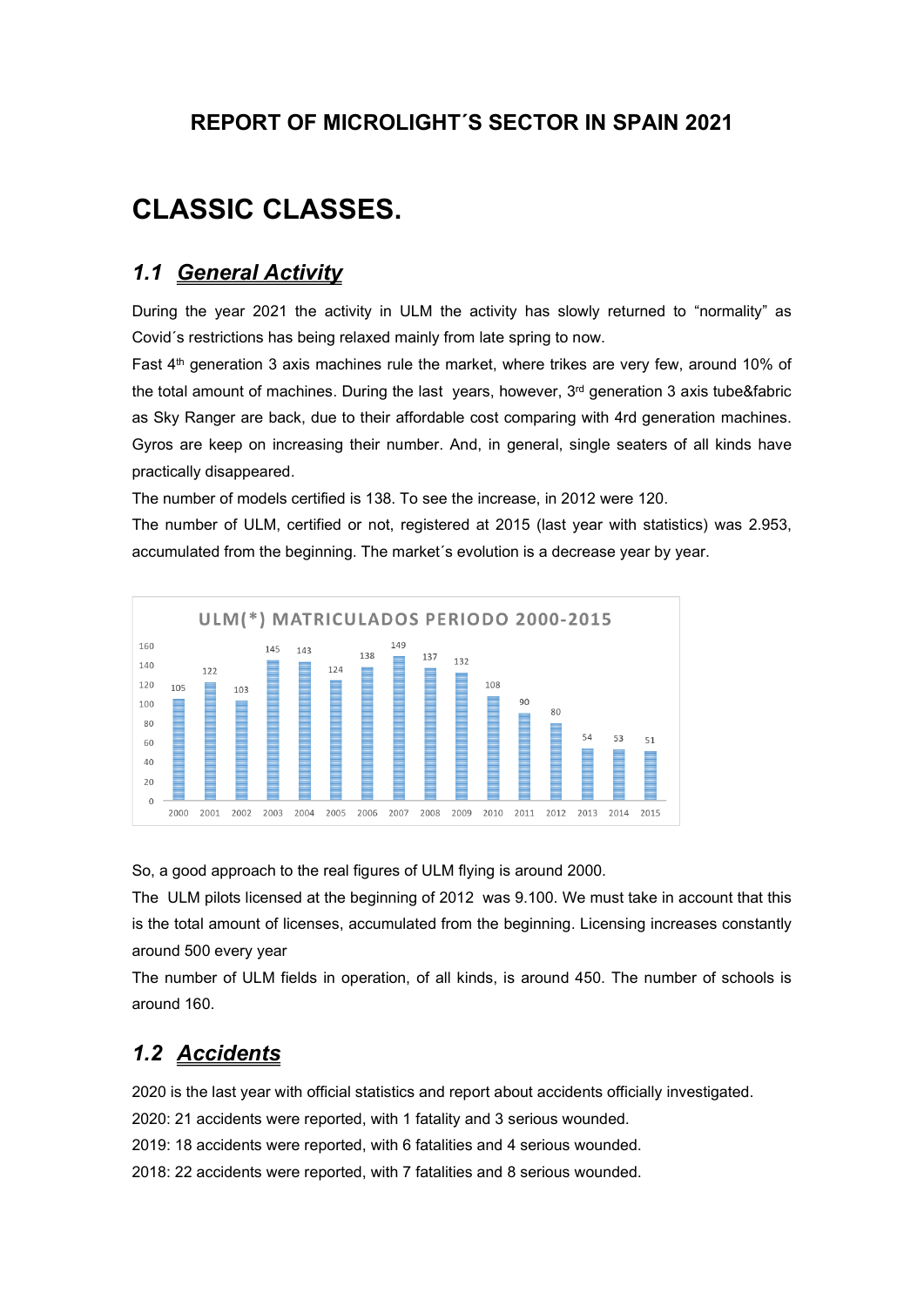# REPORT OF MICROLIGHT´S SECTOR IN SPAIN 2021

# CLASSIC CLASSES.

## *1.1 General Activity*

During the year 2021 the activity in ULM the activity has slowly returned to "normality" as Covid´s restrictions has being relaxed mainly from late spring to now.

Fast 4th generation 3 axis machines rule the market, where trikes are very few, around 10% of the total amount of machines. During the last years, however, 3rd generation 3 axis tube&fabric as Sky Ranger are back, due to their affordable cost comparing with 4rd generation machines. Gyros are keep on increasing their number. And, in general, single seaters of all kinds have practically disappeared.

The number of models certified is 138. To see the increase, in 2012 were 120.

The number of ULM, certified or not, registered at 2015 (last year with statistics) was 2.953, accumulated from the beginning. The market´s evolution is a decrease year by year.

**ULM(*) MATRICULADOS PERIODO 2000-2015**

| Year | 2000 | 2001 | 2002 | 2003 | 2004 | 2005 | 2006 | 2007 | 2008 | 2009 | 2010 | 2011 | 2012 | 2013 | 2014 | 2015 |
|---|---|---|---|---|---|---|---|---|---|---|---|---|---|---|---|---|
| ULM | 105 | 122 | 103 | 145 | 143 | 124 | 138 | 149 | 137 | 132 | 108 | 90 | 80 | 54 | 53 | 51 |

So, a good approach to the real figures of ULM flying is around 2000.

The ULM pilots licensed at the beginning of 2012 was 9.100. We must take in account that this is the total amount of licenses, accumulated from the beginning. Licensing increases constantly around 500 every year

The number of ULM fields in operation, of all kinds, is around 450. The number of schools is around 160.

## *1.2 Accidents*

2020 is the last year with official statistics and report about accidents officially investigated.

2020: 21 accidents were reported, with 1 fatality and 3 serious wounded.

2019: 18 accidents were reported, with 6 fatalities and 4 serious wounded.

2018: 22 accidents were reported, with 7 fatalities and 8 serious wounded.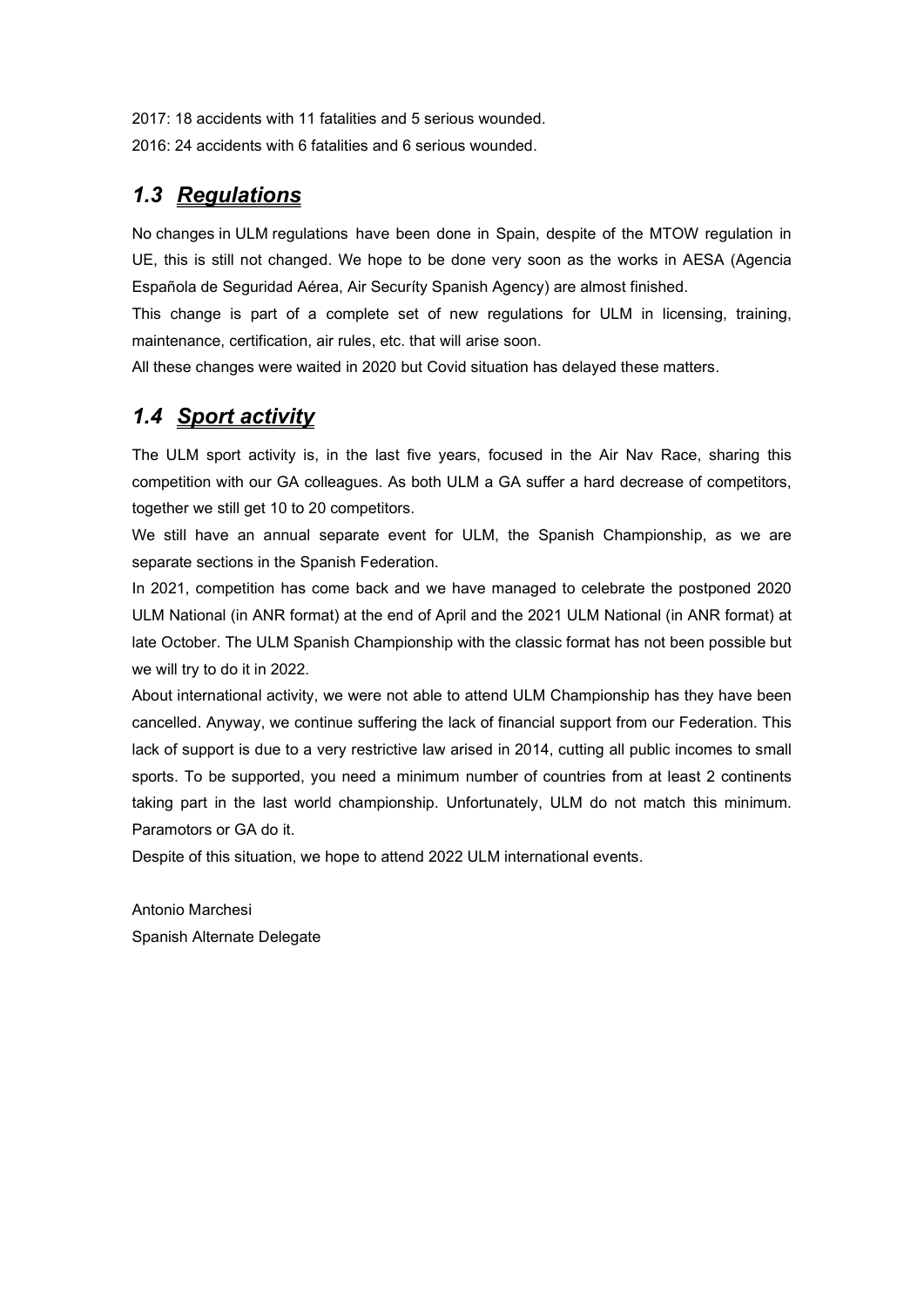2017: 18 accidents with 11 fatalities and 5 serious wounded.

2016: 24 accidents with 6 fatalities and 6 serious wounded.

## *1.3 Regulations*

No changes in ULM regulations have been done in Spain, despite of the MTOW regulation in UE, this is still not changed. We hope to be done very soon as the works in AESA (Agencia Española de Seguridad Aérea, Air Securíty Spanish Agency) are almost finished.

This change is part of a complete set of new regulations for ULM in licensing, training, maintenance, certification, air rules, etc. that will arise soon.

All these changes were waited in 2020 but Covid situation has delayed these matters.

## *1.4 Sport activity*

The ULM sport activity is, in the last five years, focused in the Air Nav Race, sharing this competition with our GA colleagues. As both ULM a GA suffer a hard decrease of competitors, together we still get 10 to 20 competitors.

We still have an annual separate event for ULM, the Spanish Championship, as we are separate sections in the Spanish Federation.

In 2021, competition has come back and we have managed to celebrate the postponed 2020 ULM National (in ANR format) at the end of April and the 2021 ULM National (in ANR format) at late October. The ULM Spanish Championship with the classic format has not been possible but we will try to do it in 2022.

About international activity, we were not able to attend ULM Championship has they have been cancelled. Anyway, we continue suffering the lack of financial support from our Federation. This lack of support is due to a very restrictive law arised in 2014, cutting all public incomes to small sports. To be supported, you need a minimum number of countries from at least 2 continents taking part in the last world championship. Unfortunately, ULM do not match this minimum. Paramotors or GA do it.

Despite of this situation, we hope to attend 2022 ULM international events.

Antonio Marchesi

Spanish Alternate Delegate